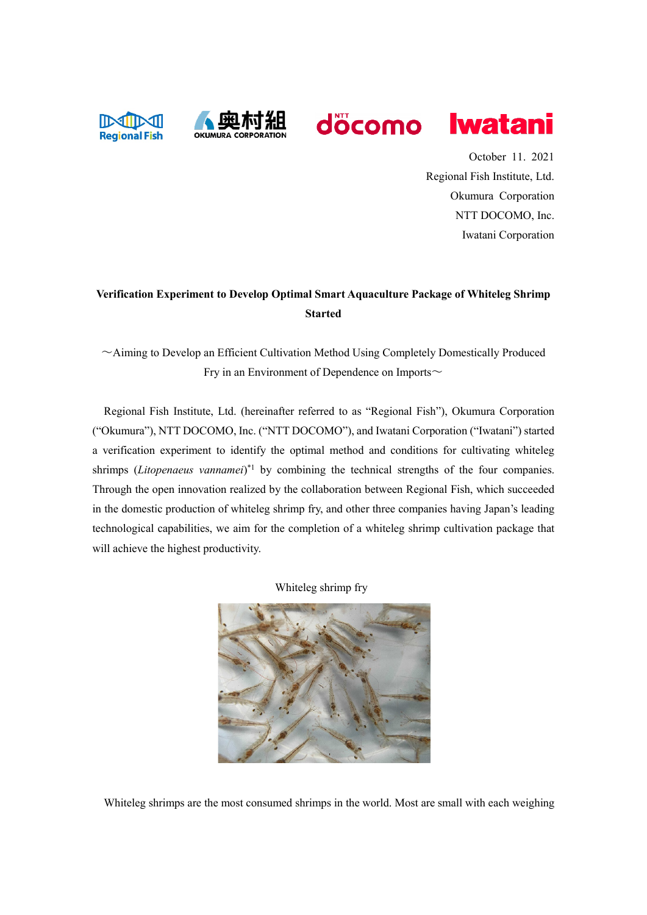October 11. 2021

Regional Fish Institute, Ltd.

Okumura Corporation

NTT DOCOMO, Inc.

Iwatani Corporation

**Verification Experiment to Develop Optimal Smart Aquaculture Package of Whiteleg Shrimp Started**

～Aiming to Develop an Efficient Cultivation Method Using Completely Domestically Produced Fry in an Environment of Dependence on Imports～

Regional Fish Institute, Ltd. (hereinafter referred to as "Regional Fish"), Okumura Corporation ("Okumura"), NTT DOCOMO, Inc. ("NTT DOCOMO"), and Iwatani Corporation ("Iwatani") started a verification experiment to identify the optimal method and conditions for cultivating whiteleg shrimps (*Litopenaeus vannamei*)[*1] by combining the technical strengths of the four companies. Through the open innovation realized by the collaboration between Regional Fish, which succeeded in the domestic production of whiteleg shrimp fry, and other three companies having Japan's leading technological capabilities, we aim for the completion of a whiteleg shrimp cultivation package that will achieve the highest productivity.

Whiteleg shrimp fry

Whiteleg shrimps are the most consumed shrimps in the world. Most are small with each weighing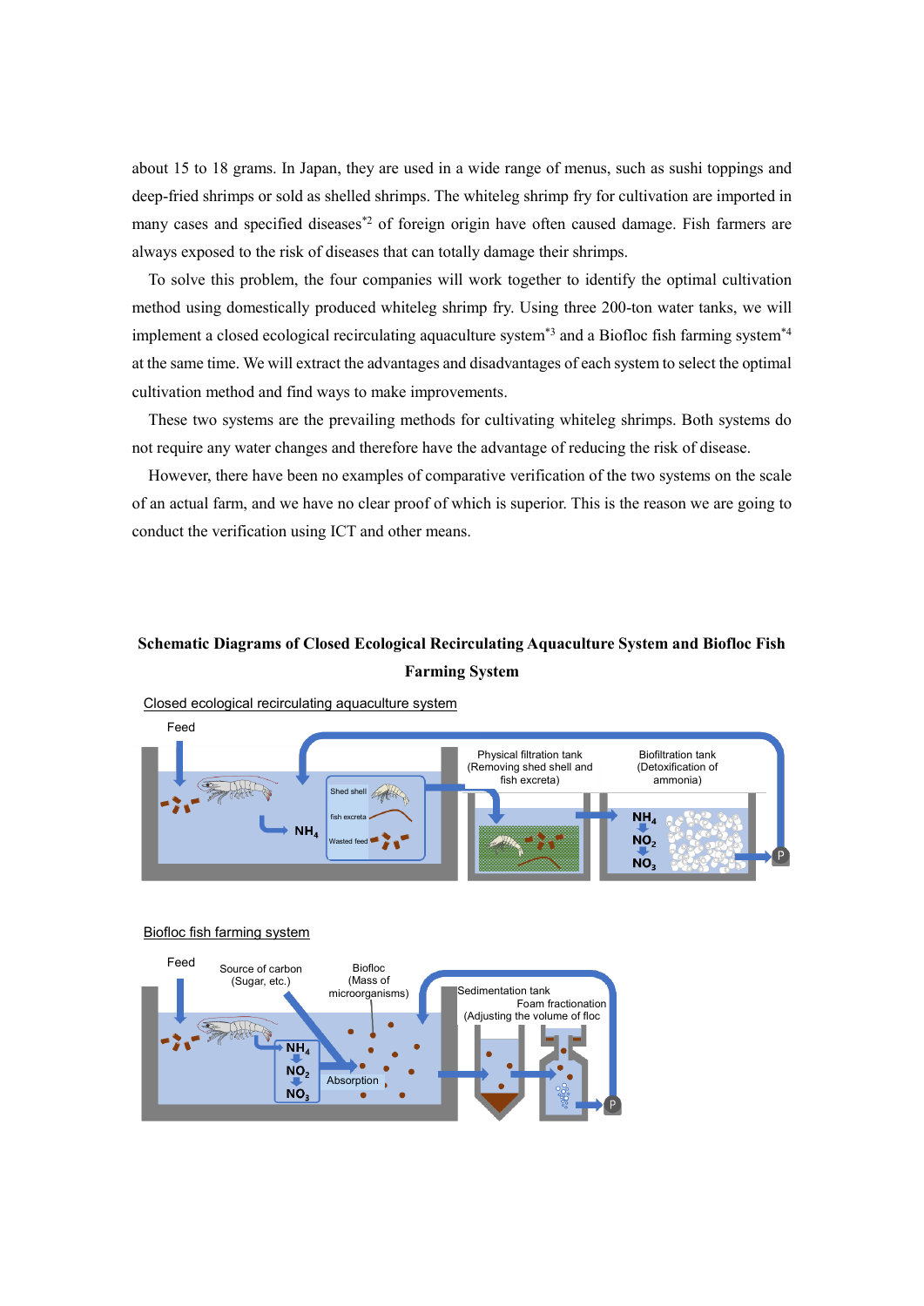about 15 to 18 grams. In Japan, they are used in a wide range of menus, such as sushi toppings and deep-fried shrimps or sold as shelled shrimps. The whiteleg shrimp fry for cultivation are imported in many cases and specified diseases[*2] of foreign origin have often caused damage. Fish farmers are always exposed to the risk of diseases that can totally damage their shrimps.

To solve this problem, the four companies will work together to identify the optimal cultivation method using domestically produced whiteleg shrimp fry. Using three 200-ton water tanks, we will implement a closed ecological recirculating aquaculture system[*3] and a Biofloc fish farming system[*4] at the same time. We will extract the advantages and disadvantages of each system to select the optimal cultivation method and find ways to make improvements.

These two systems are the prevailing methods for cultivating whiteleg shrimps. Both systems do not require any water changes and therefore have the advantage of reducing the risk of disease.

However, there have been no examples of comparative verification of the two systems on the scale of an actual farm, and we have no clear proof of which is superior. This is the reason we are going to conduct the verification using ICT and other means.

**Schematic Diagrams of Closed Ecological Recirculating Aquaculture System and Biofloc Fish Farming System**

Closed ecological recirculating aquaculture system

Feed

Shed shell
fish excreta
Wasted feed

$NH_4$

Physical filtration tank (Removing shed shell and fish excreta)

Biofiltration tank (Detoxification of ammonia)

$NH_4$
$NO_2$
$NO_3$

P

Biofloc fish farming system

Feed

Source of carbon (Sugar, etc.)

Biofloc (Mass of microorganisms)

$NH_4$
$NO_2$
$NO_3$

Absorption

Sedimentation tank

Foam fractionation (Adjusting the volume of floc

P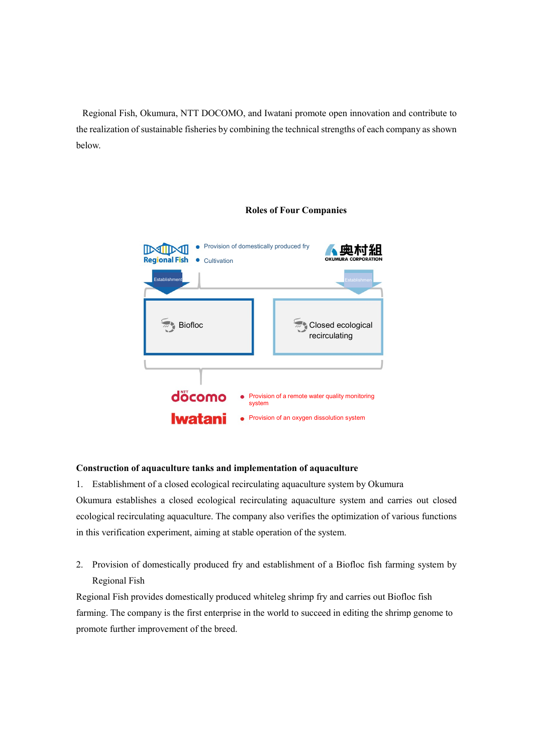Regional Fish, Okumura, NTT DOCOMO, and Iwatani promote open innovation and contribute to the realization of sustainable fisheries by combining the technical strengths of each company as shown below.

**Roles of Four Companies**

Regional Fish
- Provision of domestically produced fry
- Cultivation

OKUMURA CORPORATION

Establishment → Biofloc

Establishment → Closed ecological recirculating

docomo
- Provision of a remote water quality monitoring system

Iwatani
- Provision of an oxygen dissolution system

**Construction of aquaculture tanks and implementation of aquaculture**

1. Establishment of a closed ecological recirculating aquaculture system by Okumura

Okumura establishes a closed ecological recirculating aquaculture system and carries out closed ecological recirculating aquaculture. The company also verifies the optimization of various functions in this verification experiment, aiming at stable operation of the system.

2. Provision of domestically produced fry and establishment of a Biofloc fish farming system by Regional Fish

Regional Fish provides domestically produced whiteleg shrimp fry and carries out Biofloc fish farming. The company is the first enterprise in the world to succeed in editing the shrimp genome to promote further improvement of the breed.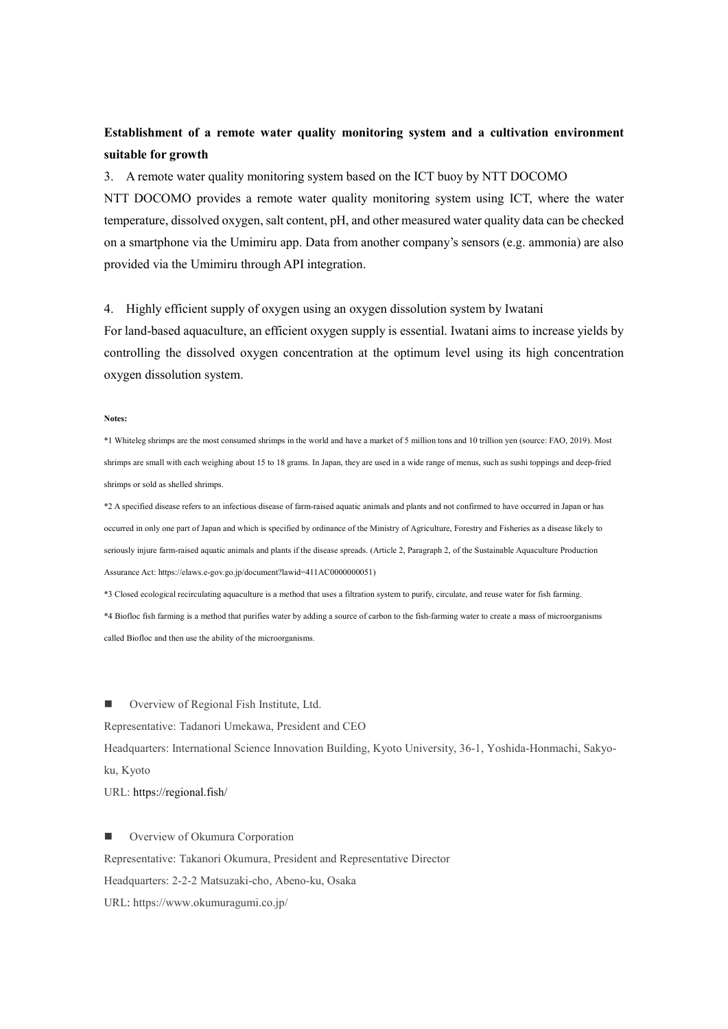**Establishment of a remote water quality monitoring system and a cultivation environment suitable for growth**

3. A remote water quality monitoring system based on the ICT buoy by NTT DOCOMO

NTT DOCOMO provides a remote water quality monitoring system using ICT, where the water temperature, dissolved oxygen, salt content, pH, and other measured water quality data can be checked on a smartphone via the Umimiru app. Data from another company's sensors (e.g. ammonia) are also provided via the Umimiru through API integration.

4. Highly efficient supply of oxygen using an oxygen dissolution system by Iwatani

For land-based aquaculture, an efficient oxygen supply is essential. Iwatani aims to increase yields by controlling the dissolved oxygen concentration at the optimum level using its high concentration oxygen dissolution system.

**Notes:**

*1 Whiteleg shrimps are the most consumed shrimps in the world and have a market of 5 million tons and 10 trillion yen (source: FAO, 2019). Most shrimps are small with each weighing about 15 to 18 grams. In Japan, they are used in a wide range of menus, such as sushi toppings and deep-fried shrimps or sold as shelled shrimps.

*2 A specified disease refers to an infectious disease of farm-raised aquatic animals and plants and not confirmed to have occurred in Japan or has occurred in only one part of Japan and which is specified by ordinance of the Ministry of Agriculture, Forestry and Fisheries as a disease likely to seriously injure farm-raised aquatic animals and plants if the disease spreads. (Article 2, Paragraph 2, of the Sustainable Aquaculture Production Assurance Act: https://elaws.e-gov.go.jp/document?lawid=411AC0000000051)

*3 Closed ecological recirculating aquaculture is a method that uses a filtration system to purify, circulate, and reuse water for fish farming.

*4 Biofloc fish farming is a method that purifies water by adding a source of carbon to the fish-farming water to create a mass of microorganisms called Biofloc and then use the ability of the microorganisms.

■ Overview of Regional Fish Institute, Ltd.

Representative: Tadanori Umekawa, President and CEO

Headquarters: International Science Innovation Building, Kyoto University, 36-1, Yoshida-Honmachi, Sakyo-ku, Kyoto

URL: https://regional.fish/

■ Overview of Okumura Corporation

Representative: Takanori Okumura, President and Representative Director

Headquarters: 2-2-2 Matsuzaki-cho, Abeno-ku, Osaka

URL: https://www.okumuragumi.co.jp/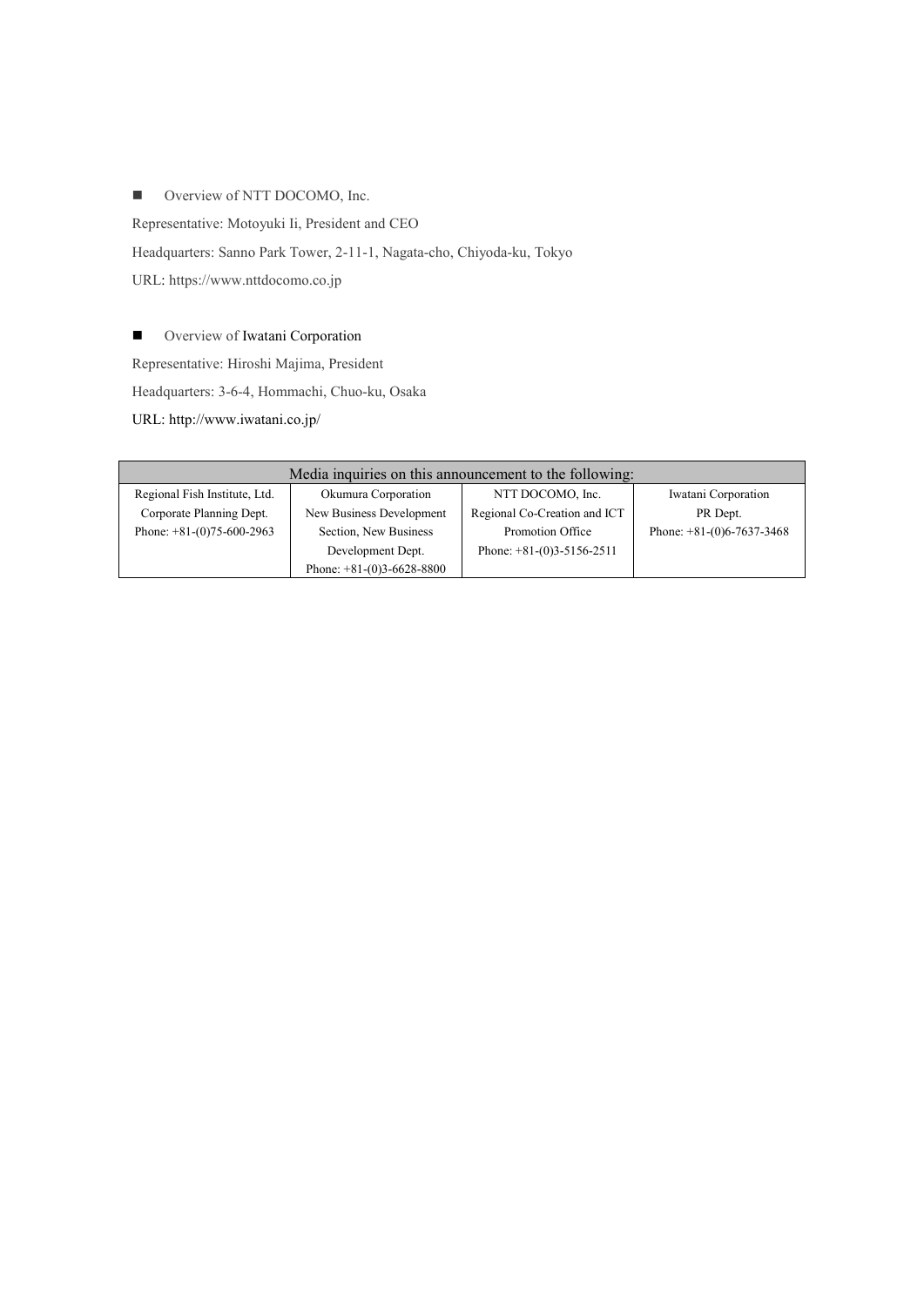■ Overview of NTT DOCOMO, Inc.

Representative: Motoyuki Ii, President and CEO

Headquarters: Sanno Park Tower, 2-11-1, Nagata-cho, Chiyoda-ku, Tokyo

URL: https://www.nttdocomo.co.jp

■ Overview of Iwatani Corporation

Representative: Hiroshi Majima, President

Headquarters: 3-6-4, Hommachi, Chuo-ku, Osaka

URL: http://www.iwatani.co.jp/

| Media inquiries on this announcement to the following: | | | |
|---|---|---|---|
| Regional Fish Institute, Ltd.<br>Corporate Planning Dept.<br>Phone: +81-(0)75-600-2963 | Okumura Corporation<br>New Business Development Section, New Business Development Dept.<br>Phone: +81-(0)3-6628-8800 | NTT DOCOMO, Inc.<br>Regional Co-Creation and ICT Promotion Office<br>Phone: +81-(0)3-5156-2511 | Iwatani Corporation<br>PR Dept.<br>Phone: +81-(0)6-7637-3468 |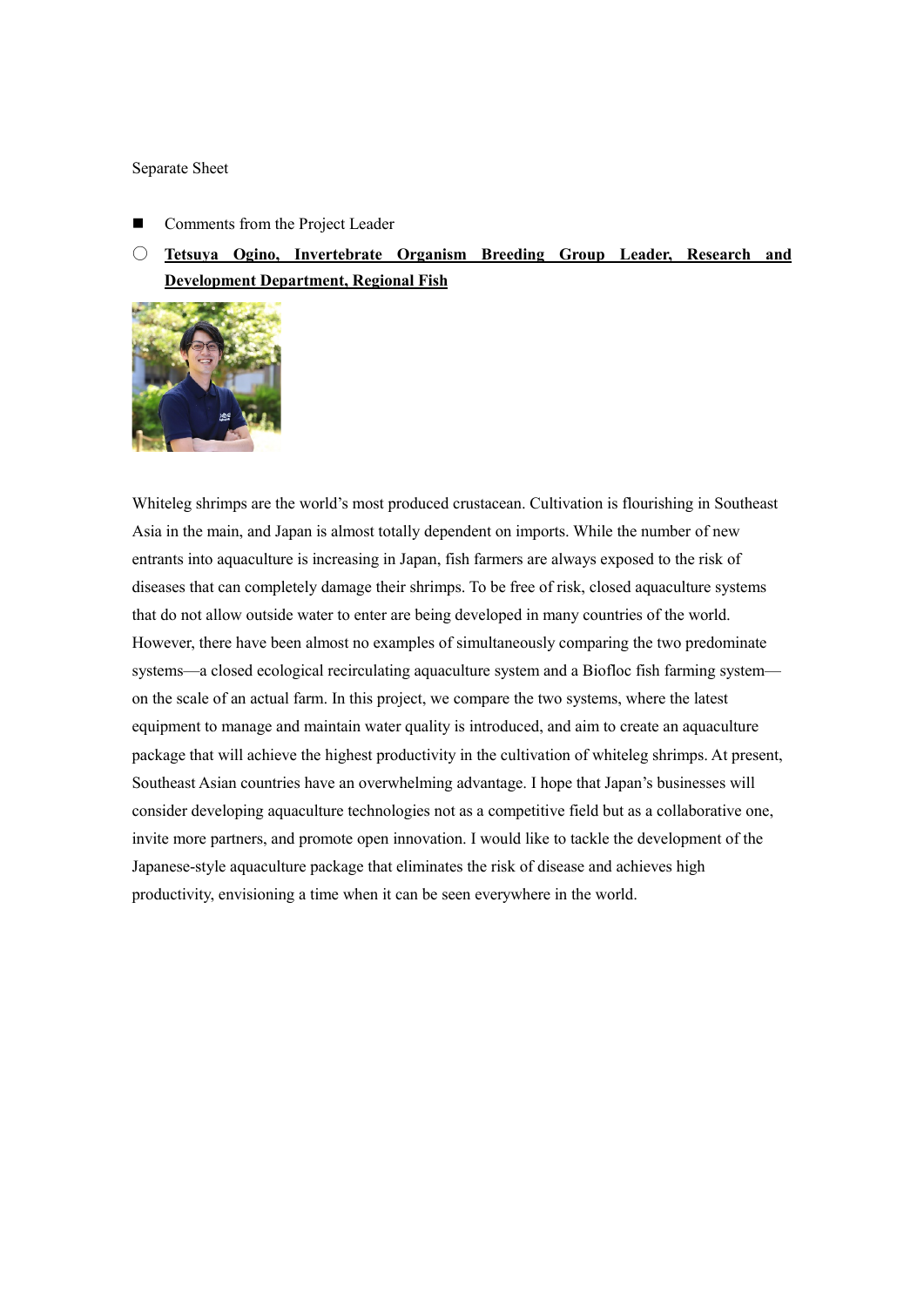Separate Sheet

■ Comments from the Project Leader

○ **Tetsuya Ogino, Invertebrate Organism Breeding Group Leader, Research and Development Department, Regional Fish**

Whiteleg shrimps are the world's most produced crustacean. Cultivation is flourishing in Southeast Asia in the main, and Japan is almost totally dependent on imports. While the number of new entrants into aquaculture is increasing in Japan, fish farmers are always exposed to the risk of diseases that can completely damage their shrimps. To be free of risk, closed aquaculture systems that do not allow outside water to enter are being developed in many countries of the world. However, there have been almost no examples of simultaneously comparing the two predominate systems—a closed ecological recirculating aquaculture system and a Biofloc fish farming system—on the scale of an actual farm. In this project, we compare the two systems, where the latest equipment to manage and maintain water quality is introduced, and aim to create an aquaculture package that will achieve the highest productivity in the cultivation of whiteleg shrimps. At present, Southeast Asian countries have an overwhelming advantage. I hope that Japan's businesses will consider developing aquaculture technologies not as a competitive field but as a collaborative one, invite more partners, and promote open innovation. I would like to tackle the development of the Japanese-style aquaculture package that eliminates the risk of disease and achieves high productivity, envisioning a time when it can be seen everywhere in the world.